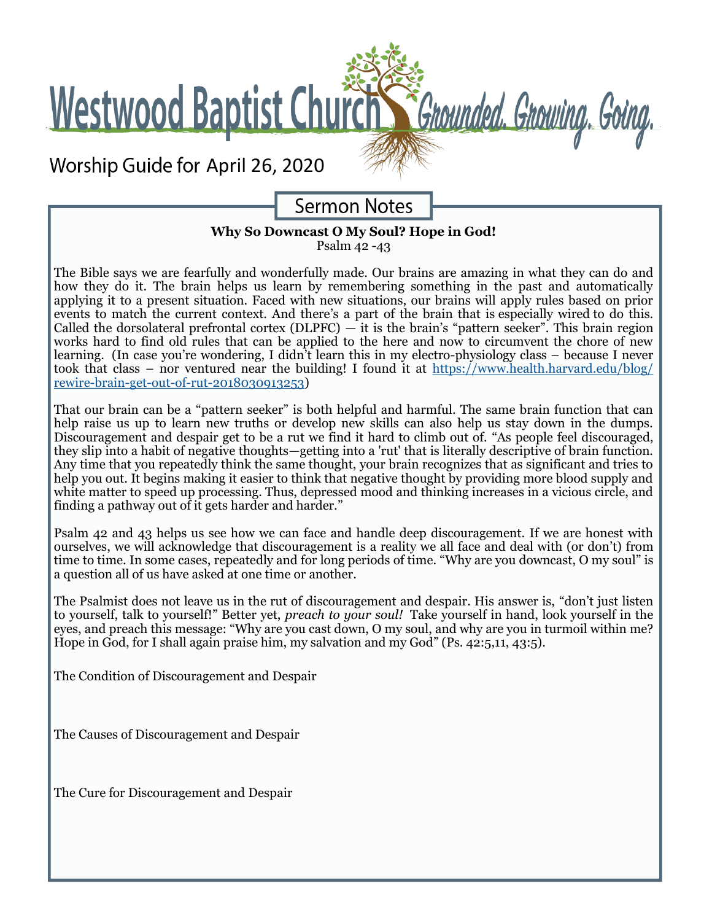# Westwood Baptist Church

*Grounded. Growing. Going.*

## Worship Guide for April 26, 2020

## Sermon Notes

**Why So Downcast O My Soul? Hope in God!**
Psalm 42 -43

The Bible says we are fearfully and wonderfully made. Our brains are amazing in what they can do and how they do it. The brain helps us learn by remembering something in the past and automatically applying it to a present situation. Faced with new situations, our brains will apply rules based on prior events to match the current context. And there's a part of the brain that is especially wired to do this. Called the dorsolateral prefrontal cortex (DLPFC) — it is the brain's "pattern seeker". This brain region works hard to find old rules that can be applied to the here and now to circumvent the chore of new learning. (In case you're wondering, I didn't learn this in my electro-physiology class – because I never took that class – nor ventured near the building! I found it at https://www.health.harvard.edu/blog/rewire-brain-get-out-of-rut-2018030913253)

That our brain can be a "pattern seeker" is both helpful and harmful. The same brain function that can help raise us up to learn new truths or develop new skills can also help us stay down in the dumps. Discouragement and despair get to be a rut we find it hard to climb out of. "As people feel discouraged, they slip into a habit of negative thoughts—getting into a 'rut' that is literally descriptive of brain function. Any time that you repeatedly think the same thought, your brain recognizes that as significant and tries to help you out. It begins making it easier to think that negative thought by providing more blood supply and white matter to speed up processing. Thus, depressed mood and thinking increases in a vicious circle, and finding a pathway out of it gets harder and harder."

Psalm 42 and 43 helps us see how we can face and handle deep discouragement. If we are honest with ourselves, we will acknowledge that discouragement is a reality we all face and deal with (or don't) from time to time. In some cases, repeatedly and for long periods of time. "Why are you downcast, O my soul" is a question all of us have asked at one time or another.

The Psalmist does not leave us in the rut of discouragement and despair. His answer is, "don't just listen to yourself, talk to yourself!" Better yet, *preach to your soul!* Take yourself in hand, look yourself in the eyes, and preach this message: "Why are you cast down, O my soul, and why are you in turmoil within me? Hope in God, for I shall again praise him, my salvation and my God" (Ps. 42:5,11, 43:5).

The Condition of Discouragement and Despair

The Causes of Discouragement and Despair

The Cure for Discouragement and Despair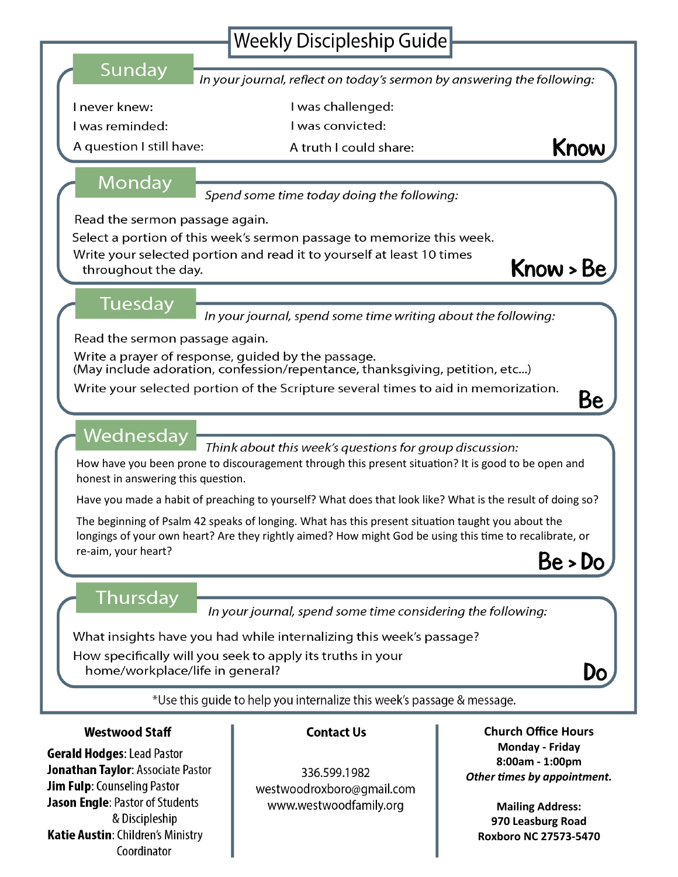# Weekly Discipleship Guide

## Sunday

*In your journal, reflect on today's sermon by answering the following:*

I never knew:

I was reminded:

A question I still have:

I was challenged:

I was convicted:

A truth I could share:

**Know**

## Monday

*Spend some time today doing the following:*

Read the sermon passage again.

Select a portion of this week's sermon passage to memorize this week.

Write your selected portion and read it to yourself at least 10 times throughout the day.

**Know > Be**

## Tuesday

*In your journal, spend some time writing about the following:*

Read the sermon passage again.

Write a prayer of response, guided by the passage.
(May include adoration, confession/repentance, thanksgiving, petition, etc...)

Write your selected portion of the Scripture several times to aid in memorization.

**Be**

## Wednesday

*Think about this week's questions for group discussion:*

How have you been prone to discouragement through this present situation? It is good to be open and honest in answering this question.

Have you made a habit of preaching to yourself? What does that look like? What is the result of doing so?

The beginning of Psalm 42 speaks of longing. What has this present situation taught you about the longings of your own heart? Are they rightly aimed? How might God be using this time to recalibrate, or re-aim, your heart?

**Be > Do**

## Thursday

*In your journal, spend some time considering the following:*

What insights have you had while internalizing this week's passage?

How specifically will you seek to apply its truths in your home/workplace/life in general?

**Do**

*Use this guide to help you internalize this week's passage & message.

### Westwood Staff

**Gerald Hodges**: Lead Pastor
**Jonathan Taylor**: Associate Pastor
**Jim Fulp**: Counseling Pastor
**Jason Engle**: Pastor of Students & Discipleship
**Katie Austin**: Children's Ministry Coordinator

### Contact Us

336.599.1982
westwoodroxboro@gmail.com
www.westwoodfamily.org

### Church Office Hours

**Monday - Friday**
**8:00am - 1:00pm**
***Other times by appointment.***

**Mailing Address:**
**970 Leasburg Road**
**Roxboro NC 27573-5470**